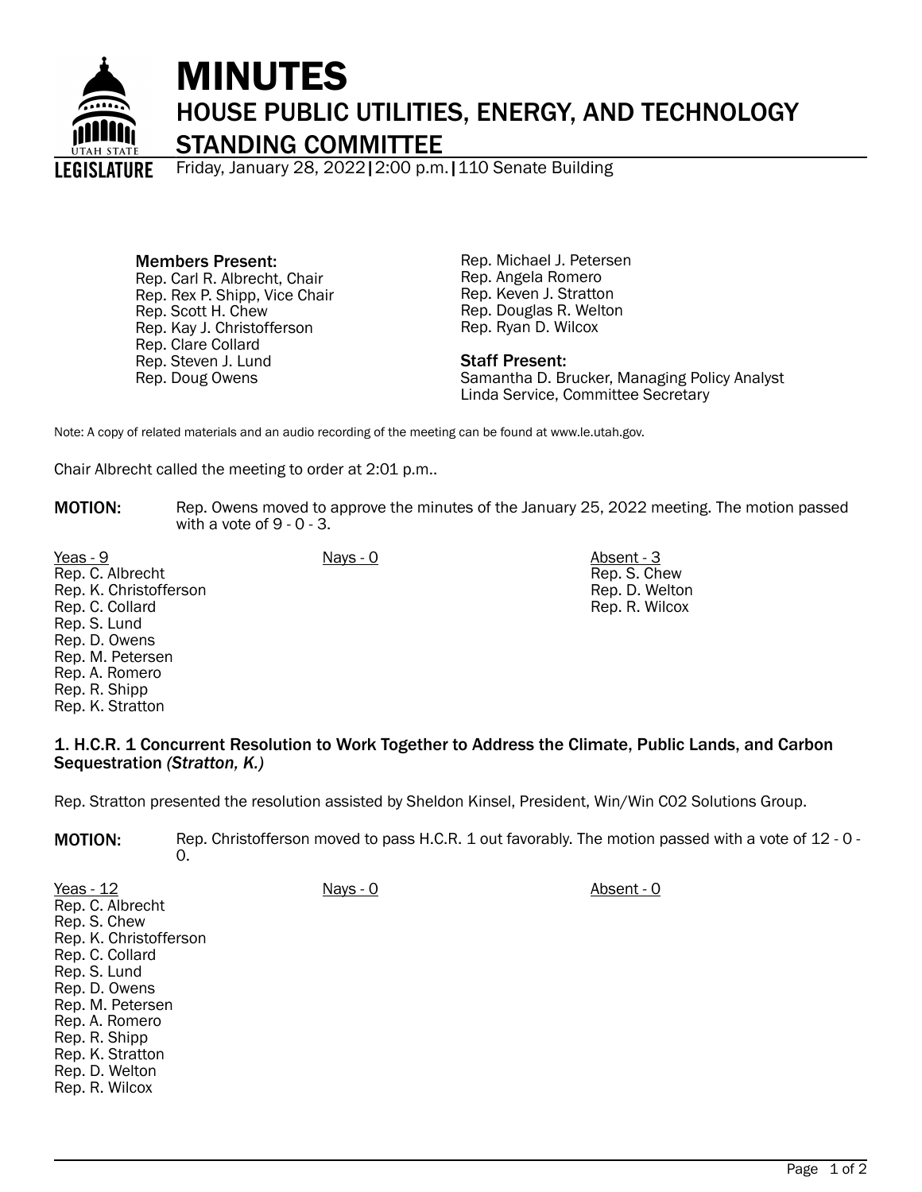# MINUTES

## HOUSE PUBLIC UTILITIES, ENERGY, AND TECHNOLOGY STANDING COMMITTEE

Friday, January 28, 2022 | 2:00 p.m. | 110 Senate Building

**Members Present:**
Rep. Carl R. Albrecht, Chair
Rep. Rex P. Shipp, Vice Chair
Rep. Scott H. Chew
Rep. Kay J. Christofferson
Rep. Clare Collard
Rep. Steven J. Lund
Rep. Doug Owens
Rep. Michael J. Petersen
Rep. Angela Romero
Rep. Keven J. Stratton
Rep. Douglas R. Welton
Rep. Ryan D. Wilcox

**Staff Present:**
Samantha D. Brucker, Managing Policy Analyst
Linda Service, Committee Secretary

Note: A copy of related materials and an audio recording of the meeting can be found at www.le.utah.gov.

Chair Albrecht called the meeting to order at 2:01 p.m..

**MOTION:** Rep. Owens moved to approve the minutes of the January 25, 2022 meeting. The motion passed with a vote of 9 - 0 - 3.

| Yeas - 9 | Nays - 0 | Absent - 3 |
|---|---|---|
| Rep. C. Albrecht | | Rep. S. Chew |
| Rep. K. Christofferson | | Rep. D. Welton |
| Rep. C. Collard | | Rep. R. Wilcox |
| Rep. S. Lund | | |
| Rep. D. Owens | | |
| Rep. M. Petersen | | |
| Rep. A. Romero | | |
| Rep. R. Shipp | | |
| Rep. K. Stratton | | |

### 1. H.C.R. 1 Concurrent Resolution to Work Together to Address the Climate, Public Lands, and Carbon Sequestration *(Stratton, K.)*

Rep. Stratton presented the resolution assisted by Sheldon Kinsel, President, Win/Win C02 Solutions Group.

**MOTION:** Rep. Christofferson moved to pass H.C.R. 1 out favorably. The motion passed with a vote of 12 - 0 - 0.

| Yeas - 12 | Nays - 0 | Absent - 0 |
|---|---|---|
| Rep. C. Albrecht | | |
| Rep. S. Chew | | |
| Rep. K. Christofferson | | |
| Rep. C. Collard | | |
| Rep. S. Lund | | |
| Rep. D. Owens | | |
| Rep. M. Petersen | | |
| Rep. A. Romero | | |
| Rep. R. Shipp | | |
| Rep. K. Stratton | | |
| Rep. D. Welton | | |
| Rep. R. Wilcox | | |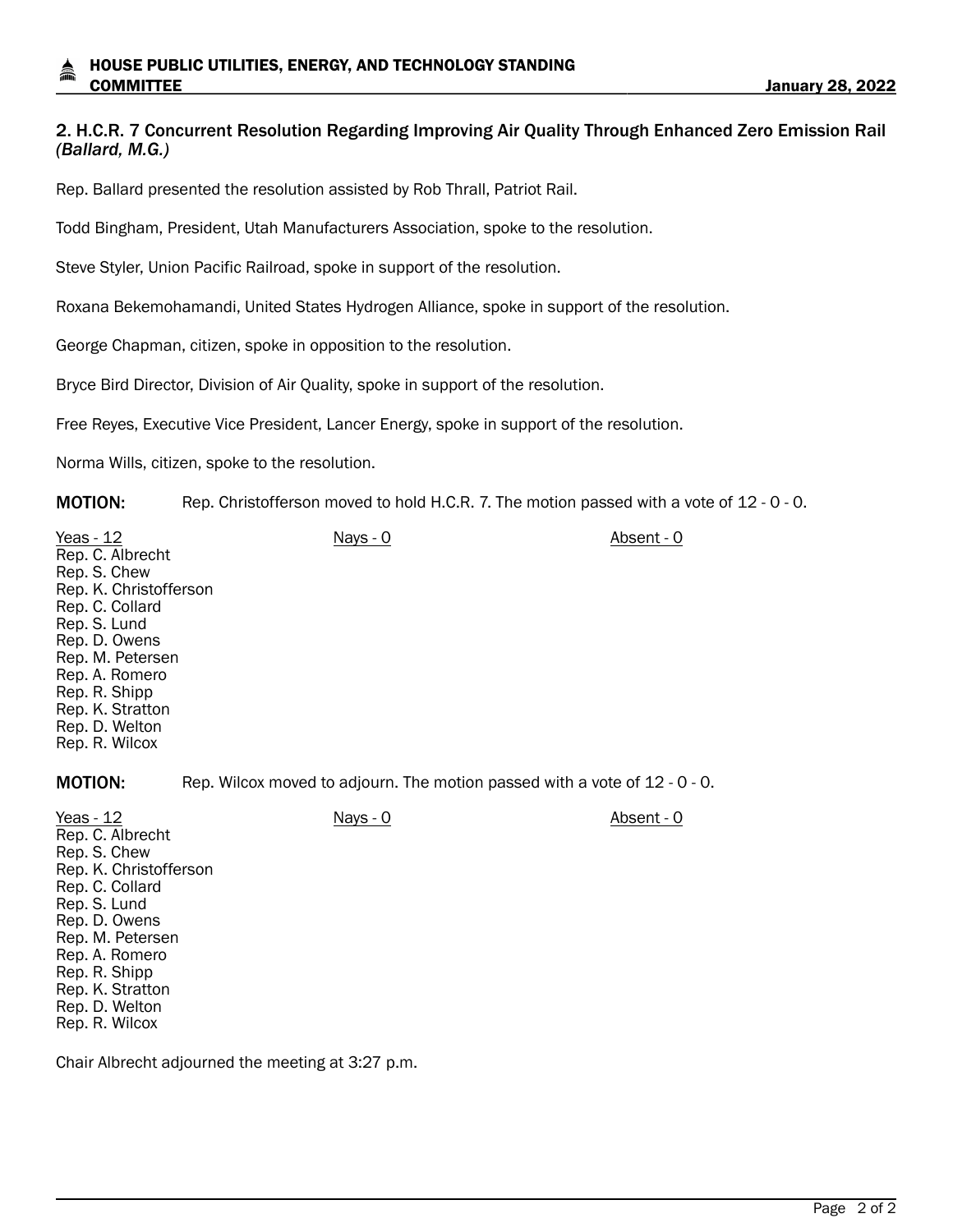### 2. H.C.R. 7 Concurrent Resolution Regarding Improving Air Quality Through Enhanced Zero Emission Rail *(Ballard, M.G.)*

Rep. Ballard presented the resolution assisted by Rob Thrall, Patriot Rail.

Todd Bingham, President, Utah Manufacturers Association, spoke to the resolution.

Steve Styler, Union Pacific Railroad, spoke in support of the resolution.

Roxana Bekemohamandi, United States Hydrogen Alliance, spoke in support of the resolution.

George Chapman, citizen, spoke in opposition to the resolution.

Bryce Bird Director, Division of Air Quality, spoke in support of the resolution.

Free Reyes, Executive Vice President, Lancer Energy, spoke in support of the resolution.

Norma Wills, citizen, spoke to the resolution.

**MOTION:** Rep. Christofferson moved to hold H.C.R. 7. The motion passed with a vote of 12 - 0 - 0.

| Yeas - 12 | Nays - 0 | Absent - 0 |
|---|---|---|
| Rep. C. Albrecht | | |
| Rep. S. Chew | | |
| Rep. K. Christofferson | | |
| Rep. C. Collard | | |
| Rep. S. Lund | | |
| Rep. D. Owens | | |
| Rep. M. Petersen | | |
| Rep. A. Romero | | |
| Rep. R. Shipp | | |
| Rep. K. Stratton | | |
| Rep. D. Welton | | |
| Rep. R. Wilcox | | |

**MOTION:** Rep. Wilcox moved to adjourn. The motion passed with a vote of 12 - 0 - 0.

| Yeas - 12 | Nays - 0 | Absent - 0 |
|---|---|---|
| Rep. C. Albrecht | | |
| Rep. S. Chew | | |
| Rep. K. Christofferson | | |
| Rep. C. Collard | | |
| Rep. S. Lund | | |
| Rep. D. Owens | | |
| Rep. M. Petersen | | |
| Rep. A. Romero | | |
| Rep. R. Shipp | | |
| Rep. K. Stratton | | |
| Rep. D. Welton | | |
| Rep. R. Wilcox | | |

Chair Albrecht adjourned the meeting at 3:27 p.m.